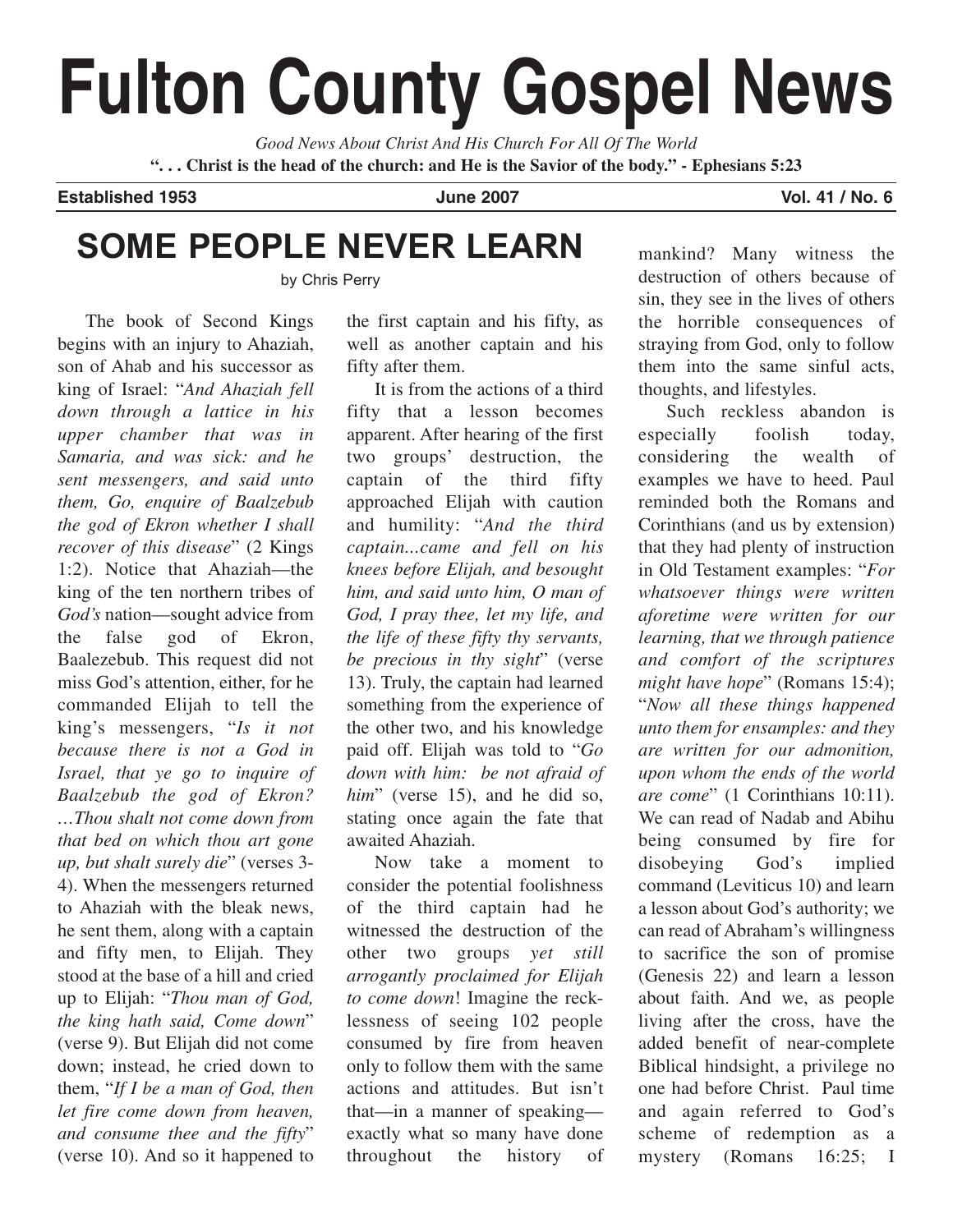# Fulton County Gospel News

*Good News About Christ And His Church For All Of The World*

**". . . Christ is the head of the church: and He is the Savior of the body." - Ephesians 5:23**

**Established 1953** **June 2007** **Vol. 41 / No. 6**

## SOME PEOPLE NEVER LEARN

by Chris Perry

The book of Second Kings begins with an injury to Ahaziah, son of Ahab and his successor as king of Israel: "*And Ahaziah fell down through a lattice in his upper chamber that was in Samaria, and was sick: and he sent messengers, and said unto them, Go, enquire of Baalzebub the god of Ekron whether I shall recover of this disease*" (2 Kings 1:2). Notice that Ahaziah—the king of the ten northern tribes of *God's* nation—sought advice from the false god of Ekron, Baalezebub. This request did not miss God's attention, either, for he commanded Elijah to tell the king's messengers, "*Is it not because there is not a God in Israel, that ye go to inquire of Baalzebub the god of Ekron? …Thou shalt not come down from that bed on which thou art gone up, but shalt surely die*" (verses 3-4). When the messengers returned to Ahaziah with the bleak news, he sent them, along with a captain and fifty men, to Elijah. They stood at the base of a hill and cried up to Elijah: "*Thou man of God, the king hath said, Come down*" (verse 9). But Elijah did not come down; instead, he cried down to them, "*If I be a man of God, then let fire come down from heaven, and consume thee and the fifty*" (verse 10). And so it happened to the first captain and his fifty, as well as another captain and his fifty after them.

It is from the actions of a third fifty that a lesson becomes apparent. After hearing of the first two groups' destruction, the captain of the third fifty approached Elijah with caution and humility: "*And the third captain...came and fell on his knees before Elijah, and besought him, and said unto him, O man of God, I pray thee, let my life, and the life of these fifty thy servants, be precious in thy sight*" (verse 13). Truly, the captain had learned something from the experience of the other two, and his knowledge paid off. Elijah was told to "*Go down with him: be not afraid of him*" (verse 15), and he did so, stating once again the fate that awaited Ahaziah.

Now take a moment to consider the potential foolishness of the third captain had he witnessed the destruction of the other two groups *yet still arrogantly proclaimed for Elijah to come down*! Imagine the recklessness of seeing 102 people consumed by fire from heaven only to follow them with the same actions and attitudes. But isn't that—in a manner of speaking—exactly what so many have done throughout the history of mankind? Many witness the destruction of others because of sin, they see in the lives of others the horrible consequences of straying from God, only to follow them into the same sinful acts, thoughts, and lifestyles.

Such reckless abandon is especially foolish today, considering the wealth of examples we have to heed. Paul reminded both the Romans and Corinthians (and us by extension) that they had plenty of instruction in Old Testament examples: "*For whatsoever things were written aforetime were written for our learning, that we through patience and comfort of the scriptures might have hope*" (Romans 15:4); "*Now all these things happened unto them for ensamples: and they are written for our admonition, upon whom the ends of the world are come*" (1 Corinthians 10:11). We can read of Nadab and Abihu being consumed by fire for disobeying God's implied command (Leviticus 10) and learn a lesson about God's authority; we can read of Abraham's willingness to sacrifice the son of promise (Genesis 22) and learn a lesson about faith. And we, as people living after the cross, have the added benefit of near-complete Biblical hindsight, a privilege no one had before Christ. Paul time and again referred to God's scheme of redemption as a mystery (Romans 16:25; I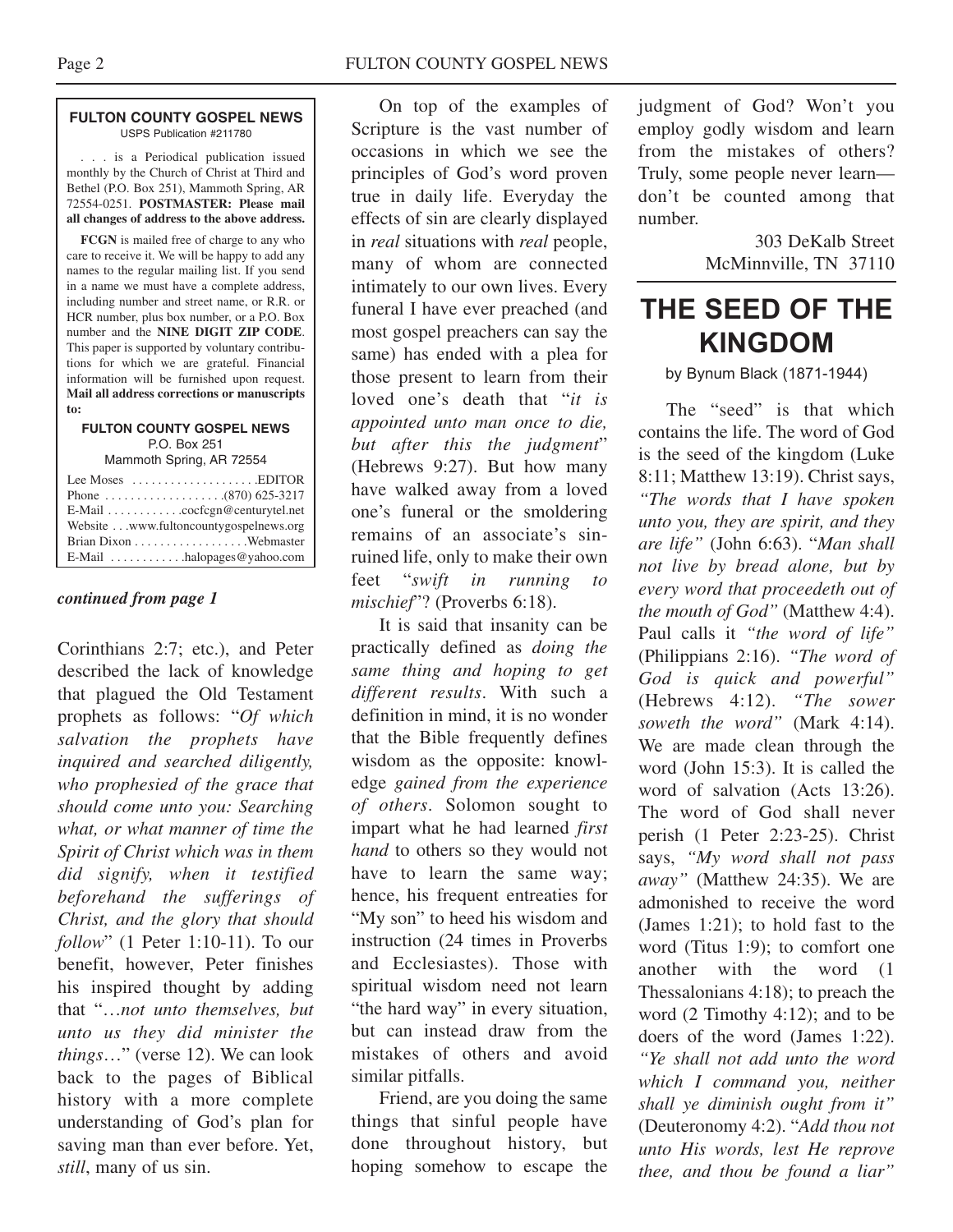**FULTON COUNTY GOSPEL NEWS**
USPS Publication #211780

. . . is a Periodical publication issued monthly by the Church of Christ at Third and Bethel (P.O. Box 251), Mammoth Spring, AR 72554-0251. **POSTMASTER: Please mail all changes of address to the above address.**

**FCGN** is mailed free of charge to any who care to receive it. We will be happy to add any names to the regular mailing list. If you send in a name we must have a complete address, including number and street name, or R.R. or HCR number, plus box number, or a P.O. Box number and the **NINE DIGIT ZIP CODE**. This paper is supported by voluntary contributions for which we are grateful. Financial information will be furnished upon request. **Mail all address corrections or manuscripts to:**

**FULTON COUNTY GOSPEL NEWS**
P.O. Box 251
Mammoth Spring, AR 72554

Lee Moses . . . . . . . . . . . . . . . . . . . .EDITOR
Phone . . . . . . . . . . . . . . . . . . .(870) 625-3217
E-Mail . . . . . . . . . . . .cocfcgn@centurytel.net
Website . . .www.fultoncountygospelnews.org
Brian Dixon . . . . . . . . . . . . . . . . . .Webmaster
E-Mail . . . . . . . . . . . .halopages@yahoo.com

***continued from page 1***

Corinthians 2:7; etc.), and Peter described the lack of knowledge that plagued the Old Testament prophets as follows: "*Of which salvation the prophets have inquired and searched diligently, who prophesied of the grace that should come unto you: Searching what, or what manner of time the Spirit of Christ which was in them did signify, when it testified beforehand the sufferings of Christ, and the glory that should follow*" (1 Peter 1:10-11). To our benefit, however, Peter finishes his inspired thought by adding that "…*not unto themselves, but unto us they did minister the things*…" (verse 12). We can look back to the pages of Biblical history with a more complete understanding of God's plan for saving man than ever before. Yet, *still*, many of us sin.

On top of the examples of Scripture is the vast number of occasions in which we see the principles of God's word proven true in daily life. Everyday the effects of sin are clearly displayed in *real* situations with *real* people, many of whom are connected intimately to our own lives. Every funeral I have ever preached (and most gospel preachers can say the same) has ended with a plea for those present to learn from their loved one's death that "*it is appointed unto man once to die, but after this the judgment*" (Hebrews 9:27). But how many have walked away from a loved one's funeral or the smoldering remains of an associate's sin-ruined life, only to make their own feet "*swift in running to mischief*"? (Proverbs 6:18).

It is said that insanity can be practically defined as *doing the same thing and hoping to get different results*. With such a definition in mind, it is no wonder that the Bible frequently defines wisdom as the opposite: knowledge *gained from the experience of others*. Solomon sought to impart what he had learned *first hand* to others so they would not have to learn the same way; hence, his frequent entreaties for "My son" to heed his wisdom and instruction (24 times in Proverbs and Ecclesiastes). Those with spiritual wisdom need not learn "the hard way" in every situation, but can instead draw from the mistakes of others and avoid similar pitfalls.

Friend, are you doing the same things that sinful people have done throughout history, but hoping somehow to escape the judgment of God? Won't you employ godly wisdom and learn from the mistakes of others? Truly, some people never learn—don't be counted among that number.

303 DeKalb Street
McMinnville, TN 37110

# THE SEED OF THE KINGDOM

by Bynum Black (1871-1944)

The "seed" is that which contains the life. The word of God is the seed of the kingdom (Luke 8:11; Matthew 13:19). Christ says, *"The words that I have spoken unto you, they are spirit, and they are life"* (John 6:63). "*Man shall not live by bread alone, but by every word that proceedeth out of the mouth of God"* (Matthew 4:4). Paul calls it *"the word of life"* (Philippians 2:16). *"The word of God is quick and powerful"* (Hebrews 4:12). *"The sower soweth the word"* (Mark 4:14). We are made clean through the word (John 15:3). It is called the word of salvation (Acts 13:26). The word of God shall never perish (1 Peter 2:23-25). Christ says, *"My word shall not pass away"* (Matthew 24:35). We are admonished to receive the word (James 1:21); to hold fast to the word (Titus 1:9); to comfort one another with the word (1 Thessalonians 4:18); to preach the word (2 Timothy 4:12); and to be doers of the word (James 1:22). *"Ye shall not add unto the word which I command you, neither shall ye diminish ought from it"* (Deuteronomy 4:2). "*Add thou not unto His words, lest He reprove thee, and thou be found a liar"*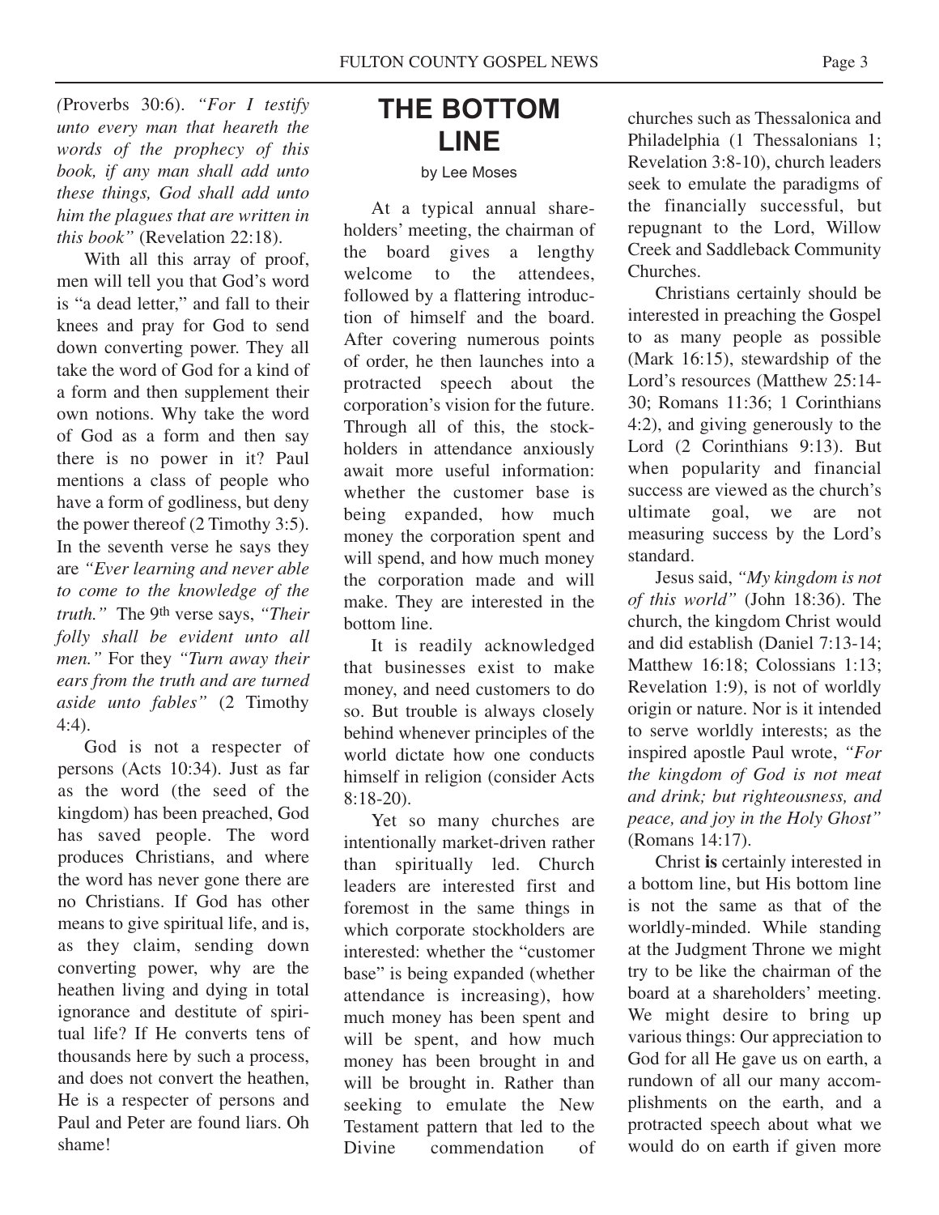(Proverbs 30:6). *"For I testify unto every man that heareth the words of the prophecy of this book, if any man shall add unto these things, God shall add unto him the plagues that are written in this book"* (Revelation 22:18).

With all this array of proof, men will tell you that God's word is "a dead letter," and fall to their knees and pray for God to send down converting power. They all take the word of God for a kind of a form and then supplement their own notions. Why take the word of God as a form and then say there is no power in it? Paul mentions a class of people who have a form of godliness, but deny the power thereof (2 Timothy 3:5). In the seventh verse he says they are *"Ever learning and never able to come to the knowledge of the truth."* The 9th verse says, *"Their folly shall be evident unto all men."* For they *"Turn away their ears from the truth and are turned aside unto fables"* (2 Timothy 4:4).

God is not a respecter of persons (Acts 10:34). Just as far as the word (the seed of the kingdom) has been preached, God has saved people. The word produces Christians, and where the word has never gone there are no Christians. If God has other means to give spiritual life, and is, as they claim, sending down converting power, why are the heathen living and dying in total ignorance and destitute of spiritual life? If He converts tens of thousands here by such a process, and does not convert the heathen, He is a respecter of persons and Paul and Peter are found liars. Oh shame!

# THE BOTTOM LINE

by Lee Moses

At a typical annual shareholders' meeting, the chairman of the board gives a lengthy welcome to the attendees, followed by a flattering introduction of himself and the board. After covering numerous points of order, he then launches into a protracted speech about the corporation's vision for the future. Through all of this, the stockholders in attendance anxiously await more useful information: whether the customer base is being expanded, how much money the corporation spent and will spend, and how much money the corporation made and will make. They are interested in the bottom line.

It is readily acknowledged that businesses exist to make money, and need customers to do so. But trouble is always closely behind whenever principles of the world dictate how one conducts himself in religion (consider Acts 8:18-20).

Yet so many churches are intentionally market-driven rather than spiritually led. Church leaders are interested first and foremost in the same things in which corporate stockholders are interested: whether the "customer base" is being expanded (whether attendance is increasing), how much money has been spent and will be spent, and how much money has been brought in and will be brought in. Rather than seeking to emulate the New Testament pattern that led to the Divine commendation of churches such as Thessalonica and Philadelphia (1 Thessalonians 1; Revelation 3:8-10), church leaders seek to emulate the paradigms of the financially successful, but repugnant to the Lord, Willow Creek and Saddleback Community Churches.

Christians certainly should be interested in preaching the Gospel to as many people as possible (Mark 16:15), stewardship of the Lord's resources (Matthew 25:14-30; Romans 11:36; 1 Corinthians 4:2), and giving generously to the Lord (2 Corinthians 9:13). But when popularity and financial success are viewed as the church's ultimate goal, we are not measuring success by the Lord's standard.

Jesus said, *"My kingdom is not of this world"* (John 18:36). The church, the kingdom Christ would and did establish (Daniel 7:13-14; Matthew 16:18; Colossians 1:13; Revelation 1:9), is not of worldly origin or nature. Nor is it intended to serve worldly interests; as the inspired apostle Paul wrote, *"For the kingdom of God is not meat and drink; but righteousness, and peace, and joy in the Holy Ghost"* (Romans 14:17).

Christ **is** certainly interested in a bottom line, but His bottom line is not the same as that of the worldly-minded. While standing at the Judgment Throne we might try to be like the chairman of the board at a shareholders' meeting. We might desire to bring up various things: Our appreciation to God for all He gave us on earth, a rundown of all our many accomplishments on the earth, and a protracted speech about what we would do on earth if given more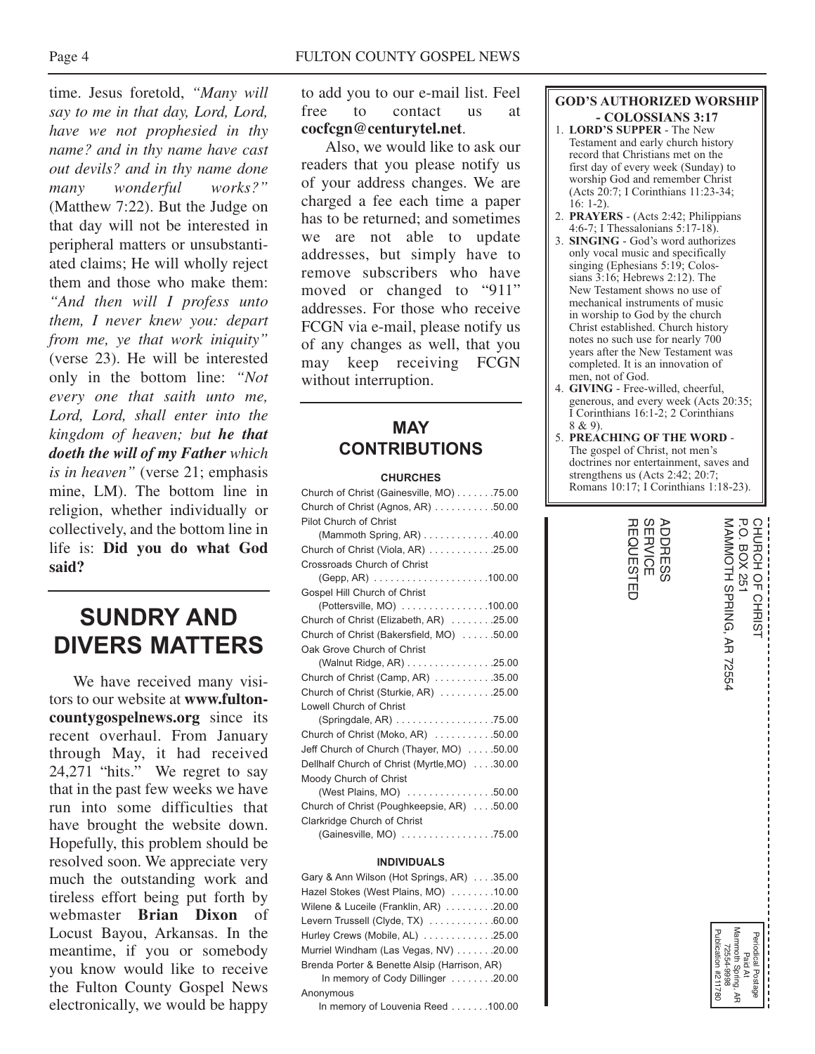time. Jesus foretold, *"Many will say to me in that day, Lord, Lord, have we not prophesied in thy name? and in thy name have cast out devils? and in thy name done many wonderful works?"* (Matthew 7:22). But the Judge on that day will not be interested in peripheral matters or unsubstantiated claims; He will wholly reject them and those who make them: *"And then will I profess unto them, I never knew you: depart from me, ye that work iniquity"* (verse 23). He will be interested only in the bottom line: *"Not every one that saith unto me, Lord, Lord, shall enter into the kingdom of heaven; but **he that doeth the will of my Father** which is in heaven"* (verse 21; emphasis mine, LM). The bottom line in religion, whether individually or collectively, and the bottom line in life is: **Did you do what God said?**

# SUNDRY AND DIVERS MATTERS

We have received many visitors to our website at **www.fultoncountygospelnews.org** since its recent overhaul. From January through May, it had received 24,271 "hits." We regret to say that in the past few weeks we have run into some difficulties that have brought the website down. Hopefully, this problem should be resolved soon. We appreciate very much the outstanding work and tireless effort being put forth by webmaster **Brian Dixon** of Locust Bayou, Arkansas. In the meantime, if you or somebody you know would like to receive the Fulton County Gospel News electronically, we would be happy to add you to our e-mail list. Feel free to contact us at **cocfcgn@centurytel.net**.

Also, we would like to ask our readers that you please notify us of your address changes. We are charged a fee each time a paper has to be returned; and sometimes we are not able to update addresses, but simply have to remove subscribers who have moved or changed to "911" addresses. For those who receive FCGN via e-mail, please notify us of any changes as well, that you may keep receiving FCGN without interruption.

## MAY CONTRIBUTIONS

### CHURCHES

| | |
|---|---|
| Church of Christ (Gainesville, MO) | 75.00 |
| Church of Christ (Agnos, AR) | 50.00 |
| Pilot Church of Christ (Mammoth Spring, AR) | 40.00 |
| Church of Christ (Viola, AR) | 25.00 |
| Crossroads Church of Christ (Gepp, AR) | 100.00 |
| Gospel Hill Church of Christ (Pottersville, MO) | 100.00 |
| Church of Christ (Elizabeth, AR) | 25.00 |
| Church of Christ (Bakersfield, MO) | 50.00 |
| Oak Grove Church of Christ (Walnut Ridge, AR) | 25.00 |
| Church of Christ (Camp, AR) | 35.00 |
| Church of Christ (Sturkie, AR) | 25.00 |
| Lowell Church of Christ (Springdale, AR) | 75.00 |
| Church of Christ (Moko, AR) | 50.00 |
| Jeff Church of Church (Thayer, MO) | 50.00 |
| Dellhalf Church of Christ (Myrtle,MO) | 30.00 |
| Moody Church of Christ (West Plains, MO) | 50.00 |
| Church of Christ (Poughkeepsie, AR) | 50.00 |
| Clarkridge Church of Christ (Gainesville, MO) | 75.00 |

### INDIVIDUALS

| | |
|---|---|
| Gary & Ann Wilson (Hot Springs, AR) | 35.00 |
| Hazel Stokes (West Plains, MO) | 10.00 |
| Wilene & Luceile (Franklin, AR) | 20.00 |
| Levern Trussell (Clyde, TX) | 60.00 |
| Hurley Crews (Mobile, AL) | 25.00 |
| Murriel Windham (Las Vegas, NV) | 20.00 |
| Brenda Porter & Benette Alsip (Harrison, AR) In memory of Cody Dillinger | 20.00 |
| Anonymous In memory of Louvenia Reed | 100.00 |

**GOD'S AUTHORIZED WORSHIP - COLOSSIANS 3:17**

1. **LORD'S SUPPER** - The New Testament and early church history record that Christians met on the first day of every week (Sunday) to worship God and remember Christ (Acts 20:7; I Corinthians 11:23-34; 16: 1-2).
2. **PRAYERS** - (Acts 2:42; Philippians 4:6-7; I Thessalonians 5:17-18).
3. **SINGING** - God's word authorizes only vocal music and specifically singing (Ephesians 5:19; Colossians 3:16; Hebrews 2:12). The New Testament shows no use of mechanical instruments of music in worship to God by the church Christ established. Church history notes no such use for nearly 700 years after the New Testament was completed. It is an innovation of men, not of God.
4. **GIVING** - Free-willed, cheerful, generous, and every week (Acts 20:35; I Corinthians 16:1-2; 2 Corinthians 8 & 9).
5. **PREACHING OF THE WORD** - The gospel of Christ, not men's doctrines nor entertainment, saves and strengthens us (Acts 2:42; 20:7; Romans 10:17; I Corinthians 1:18-23).

CHURCH OF CHRIST
P.O. BOX 251
MAMMOTH SPRING, AR 72554

ADDRESS SERVICE REQUESTED

Periodical Postage Paid At Mammoth Spring, AR 72554-9998 Publication #211780